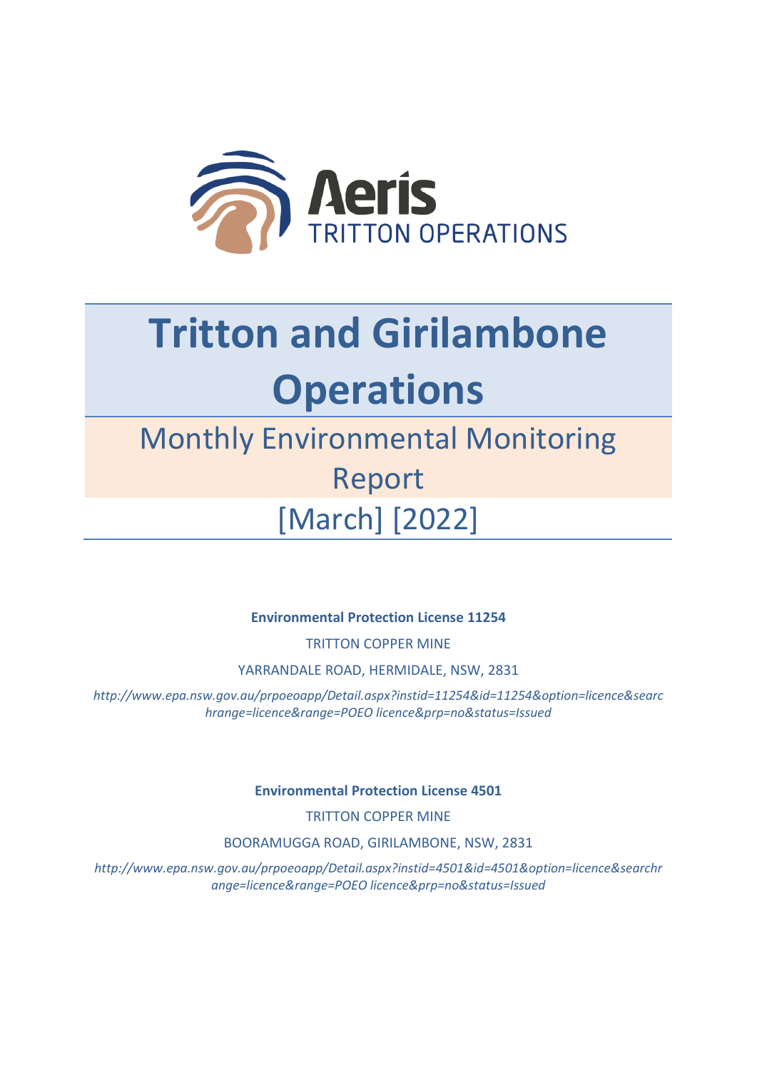Aeris
TRITTON OPERATIONS

# Tritton and Girilambone Operations

## Monthly Environmental Monitoring Report

## [March] [2022]

**Environmental Protection License 11254**

TRITTON COPPER MINE

YARRANDALE ROAD, HERMIDALE, NSW, 2831

*http://www.epa.nsw.gov.au/prpoeoapp/Detail.aspx?instid=11254&id=11254&option=licence&searchrange=licence&range=POEO licence&prp=no&status=Issued*

**Environmental Protection License 4501**

TRITTON COPPER MINE

BOORAMUGGA ROAD, GIRILAMBONE, NSW, 2831

*http://www.epa.nsw.gov.au/prpoeoapp/Detail.aspx?instid=4501&id=4501&option=licence&searchrange=licence&range=POEO licence&prp=no&status=Issued*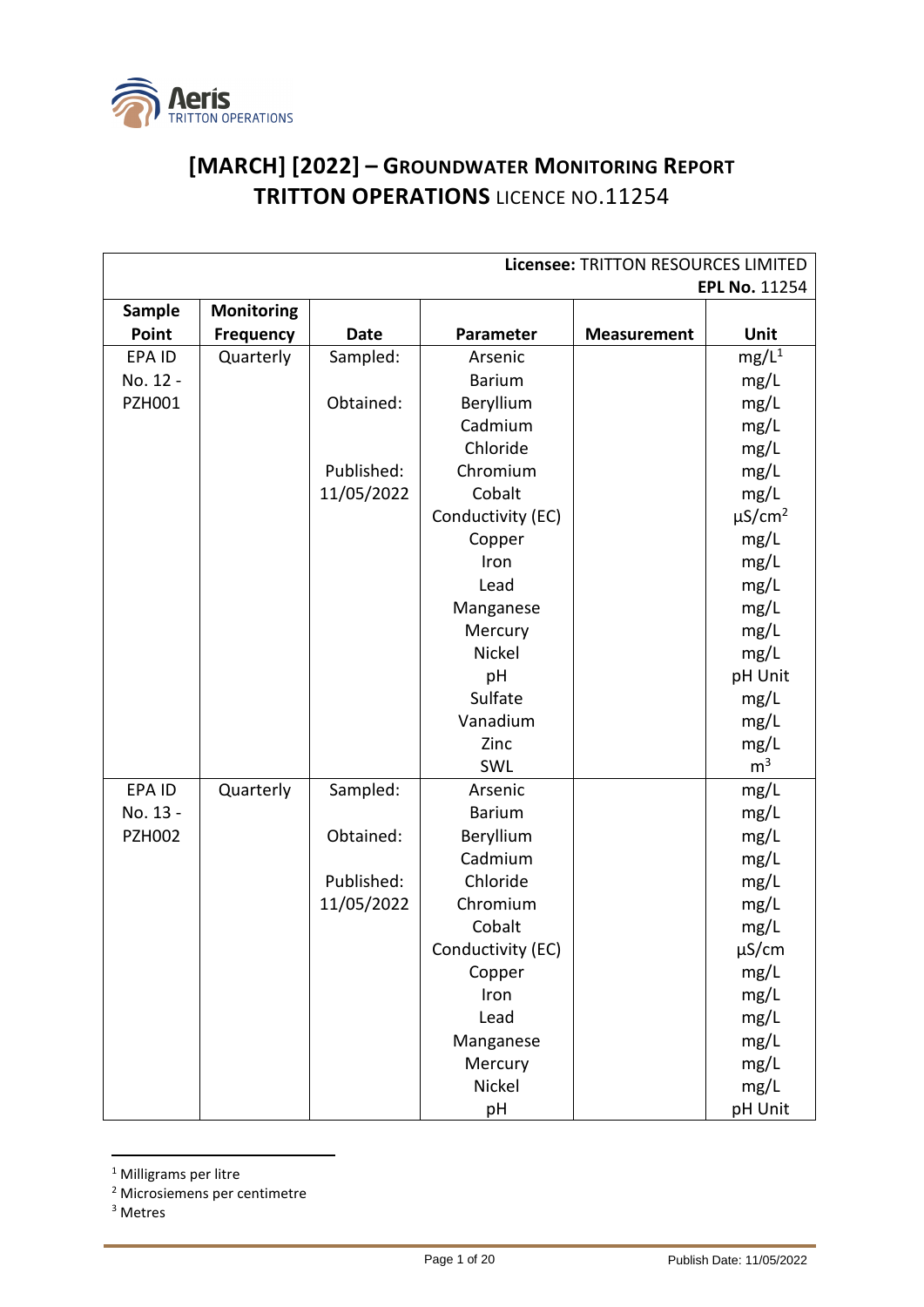Aeris TRITTON OPERATIONS

# [MARCH] [2022] – GROUNDWATER MONITORING REPORT TRITTON OPERATIONS LICENCE NO.11254

| **Licensee:** TRITTON RESOURCES LIMITED **EPL No.** 11254 | | | | | |
|---|---|---|---|---|---|
| **Sample Point** | **Monitoring Frequency** | **Date** | **Parameter** | **Measurement** | **Unit** |
| EPA ID No. 12 - PZH001 | Quarterly | Sampled: | Arsenic | | mg/L[1] |
| | | | Barium | | mg/L |
| | | Obtained: | Beryllium | | mg/L |
| | | | Cadmium | | mg/L |
| | | | Chloride | | mg/L |
| | | Published: | Chromium | | mg/L |
| | | 11/05/2022 | Cobalt | | mg/L |
| | | | Conductivity (EC) | | µS/cm[2] |
| | | | Copper | | mg/L |
| | | | Iron | | mg/L |
| | | | Lead | | mg/L |
| | | | Manganese | | mg/L |
| | | | Mercury | | mg/L |
| | | | Nickel | | mg/L |
| | | | pH | | pH Unit |
| | | | Sulfate | | mg/L |
| | | | Vanadium | | mg/L |
| | | | Zinc | | mg/L |
| | | | SWL | | m[3] |
| EPA ID No. 13 - PZH002 | Quarterly | Sampled: | Arsenic | | mg/L |
| | | | Barium | | mg/L |
| | | Obtained: | Beryllium | | mg/L |
| | | | Cadmium | | mg/L |
| | | Published: | Chloride | | mg/L |
| | | 11/05/2022 | Chromium | | mg/L |
| | | | Cobalt | | mg/L |
| | | | Conductivity (EC) | | µS/cm |
| | | | Copper | | mg/L |
| | | | Iron | | mg/L |
| | | | Lead | | mg/L |
| | | | Manganese | | mg/L |
| | | | Mercury | | mg/L |
| | | | Nickel | | mg/L |
| | | | pH | | pH Unit |

[1] Milligrams per litre
[2] Microsiemens per centimetre
[3] Metres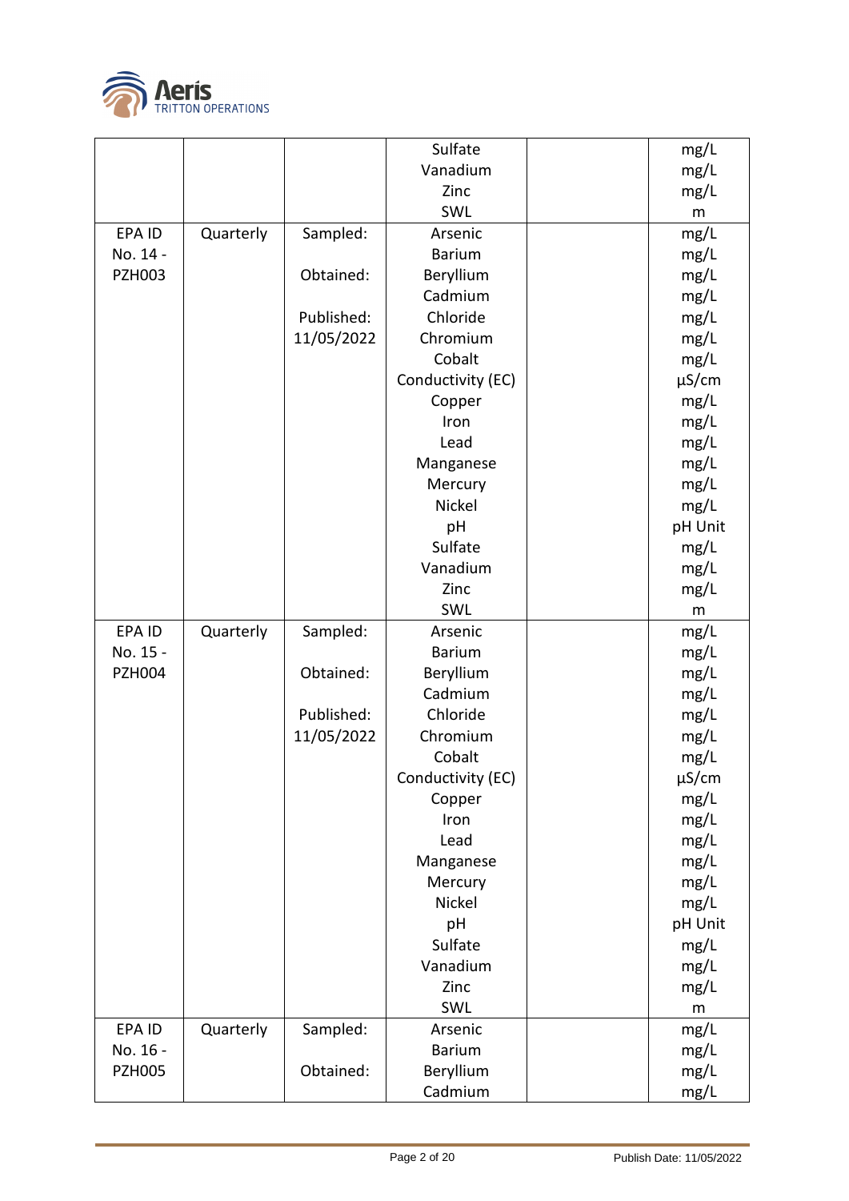| | | | Sulfate | | mg/L |
|---|---|---|---|---|---|
| | | | Vanadium | | mg/L |
| | | | Zinc | | mg/L |
| | | | SWL | | m |
| EPA ID No. 14 - PZH003 | Quarterly | Sampled: | Arsenic | | mg/L |
| | | | Barium | | mg/L |
| | | Obtained: | Beryllium | | mg/L |
| | | | Cadmium | | mg/L |
| | | Published: | Chloride | | mg/L |
| | | 11/05/2022 | Chromium | | mg/L |
| | | | Cobalt | | mg/L |
| | | | Conductivity (EC) | | µS/cm |
| | | | Copper | | mg/L |
| | | | Iron | | mg/L |
| | | | Lead | | mg/L |
| | | | Manganese | | mg/L |
| | | | Mercury | | mg/L |
| | | | Nickel | | mg/L |
| | | | pH | | pH Unit |
| | | | Sulfate | | mg/L |
| | | | Vanadium | | mg/L |
| | | | Zinc | | mg/L |
| | | | SWL | | m |
| EPA ID No. 15 - PZH004 | Quarterly | Sampled: | Arsenic | | mg/L |
| | | | Barium | | mg/L |
| | | Obtained: | Beryllium | | mg/L |
| | | | Cadmium | | mg/L |
| | | Published: | Chloride | | mg/L |
| | | 11/05/2022 | Chromium | | mg/L |
| | | | Cobalt | | mg/L |
| | | | Conductivity (EC) | | µS/cm |
| | | | Copper | | mg/L |
| | | | Iron | | mg/L |
| | | | Lead | | mg/L |
| | | | Manganese | | mg/L |
| | | | Mercury | | mg/L |
| | | | Nickel | | mg/L |
| | | | pH | | pH Unit |
| | | | Sulfate | | mg/L |
| | | | Vanadium | | mg/L |
| | | | Zinc | | mg/L |
| | | | SWL | | m |
| EPA ID No. 16 - PZH005 | Quarterly | Sampled: | Arsenic | | mg/L |
| | | | Barium | | mg/L |
| | | Obtained: | Beryllium | | mg/L |
| | | | Cadmium | | mg/L |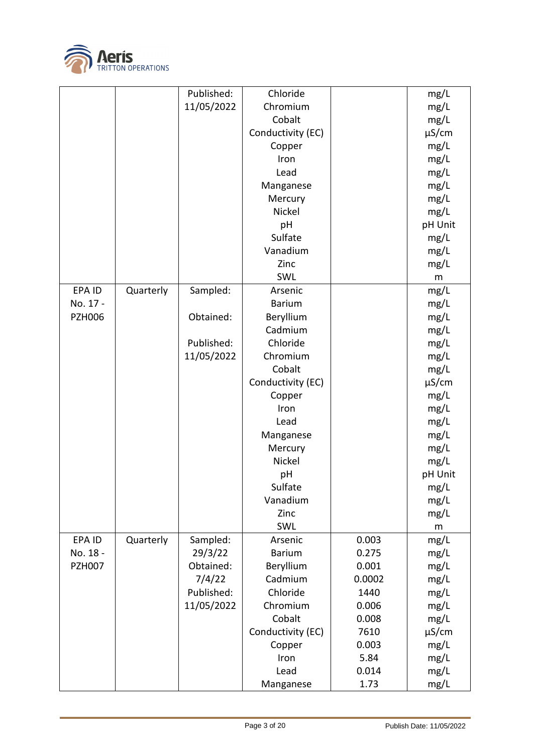| | | Published: 11/05/2022 | Chloride | | mg/L |
|---|---|---|---|---|---|
| | | | Chromium | | mg/L |
| | | | Cobalt | | mg/L |
| | | | Conductivity (EC) | | µS/cm |
| | | | Copper | | mg/L |
| | | | Iron | | mg/L |
| | | | Lead | | mg/L |
| | | | Manganese | | mg/L |
| | | | Mercury | | mg/L |
| | | | Nickel | | mg/L |
| | | | pH | | pH Unit |
| | | | Sulfate | | mg/L |
| | | | Vanadium | | mg/L |
| | | | Zinc | | mg/L |
| | | | SWL | | m |
| EPA ID No. 17 - PZH006 | Quarterly | Sampled: | Arsenic | | mg/L |
| | | | Barium | | mg/L |
| | | Obtained: | Beryllium | | mg/L |
| | | | Cadmium | | mg/L |
| | | Published: 11/05/2022 | Chloride | | mg/L |
| | | | Chromium | | mg/L |
| | | | Cobalt | | mg/L |
| | | | Conductivity (EC) | | µS/cm |
| | | | Copper | | mg/L |
| | | | Iron | | mg/L |
| | | | Lead | | mg/L |
| | | | Manganese | | mg/L |
| | | | Mercury | | mg/L |
| | | | Nickel | | mg/L |
| | | | pH | | pH Unit |
| | | | Sulfate | | mg/L |
| | | | Vanadium | | mg/L |
| | | | Zinc | | mg/L |
| | | | SWL | | m |
| EPA ID No. 18 - PZH007 | Quarterly | Sampled: 29/3/22 | Arsenic | 0.003 | mg/L |
| | | | Barium | 0.275 | mg/L |
| | | Obtained: 7/4/22 | Beryllium | 0.001 | mg/L |
| | | | Cadmium | 0.0002 | mg/L |
| | | Published: 11/05/2022 | Chloride | 1440 | mg/L |
| | | | Chromium | 0.006 | mg/L |
| | | | Cobalt | 0.008 | mg/L |
| | | | Conductivity (EC) | 7610 | µS/cm |
| | | | Copper | 0.003 | mg/L |
| | | | Iron | 5.84 | mg/L |
| | | | Lead | 0.014 | mg/L |
| | | | Manganese | 1.73 | mg/L |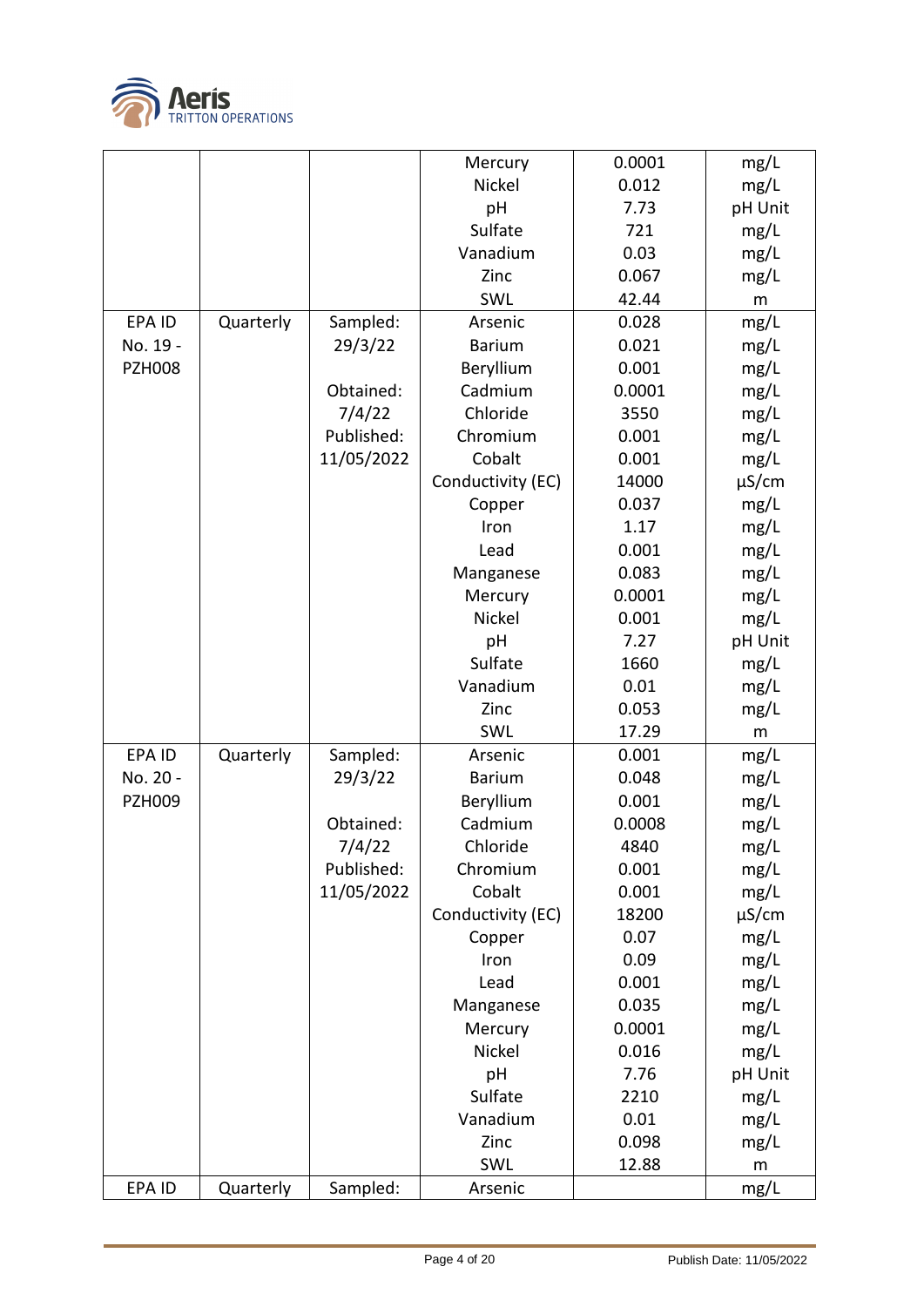|  |  |  | Mercury | 0.0001 | mg/L |
|---|---|---|---|---|---|
|  |  |  | Nickel | 0.012 | mg/L |
|  |  |  | pH | 7.73 | pH Unit |
|  |  |  | Sulfate | 721 | mg/L |
|  |  |  | Vanadium | 0.03 | mg/L |
|  |  |  | Zinc | 0.067 | mg/L |
|  |  |  | SWL | 42.44 | m |
| EPA ID No. 19 - PZH008 | Quarterly | Sampled: 29/3/22 | Arsenic | 0.028 | mg/L |
|  |  |  | Barium | 0.021 | mg/L |
|  |  |  | Beryllium | 0.001 | mg/L |
|  |  | Obtained: 7/4/22 | Cadmium | 0.0001 | mg/L |
|  |  |  | Chloride | 3550 | mg/L |
|  |  | Published: 11/05/2022 | Chromium | 0.001 | mg/L |
|  |  |  | Cobalt | 0.001 | mg/L |
|  |  |  | Conductivity (EC) | 14000 | µS/cm |
|  |  |  | Copper | 0.037 | mg/L |
|  |  |  | Iron | 1.17 | mg/L |
|  |  |  | Lead | 0.001 | mg/L |
|  |  |  | Manganese | 0.083 | mg/L |
|  |  |  | Mercury | 0.0001 | mg/L |
|  |  |  | Nickel | 0.001 | mg/L |
|  |  |  | pH | 7.27 | pH Unit |
|  |  |  | Sulfate | 1660 | mg/L |
|  |  |  | Vanadium | 0.01 | mg/L |
|  |  |  | Zinc | 0.053 | mg/L |
|  |  |  | SWL | 17.29 | m |
| EPA ID No. 20 - PZH009 | Quarterly | Sampled: 29/3/22 | Arsenic | 0.001 | mg/L |
|  |  |  | Barium | 0.048 | mg/L |
|  |  |  | Beryllium | 0.001 | mg/L |
|  |  | Obtained: 7/4/22 | Cadmium | 0.0008 | mg/L |
|  |  |  | Chloride | 4840 | mg/L |
|  |  | Published: 11/05/2022 | Chromium | 0.001 | mg/L |
|  |  |  | Cobalt | 0.001 | mg/L |
|  |  |  | Conductivity (EC) | 18200 | µS/cm |
|  |  |  | Copper | 0.07 | mg/L |
|  |  |  | Iron | 0.09 | mg/L |
|  |  |  | Lead | 0.001 | mg/L |
|  |  |  | Manganese | 0.035 | mg/L |
|  |  |  | Mercury | 0.0001 | mg/L |
|  |  |  | Nickel | 0.016 | mg/L |
|  |  |  | pH | 7.76 | pH Unit |
|  |  |  | Sulfate | 2210 | mg/L |
|  |  |  | Vanadium | 0.01 | mg/L |
|  |  |  | Zinc | 0.098 | mg/L |
|  |  |  | SWL | 12.88 | m |
| EPA ID | Quarterly | Sampled: | Arsenic |  | mg/L |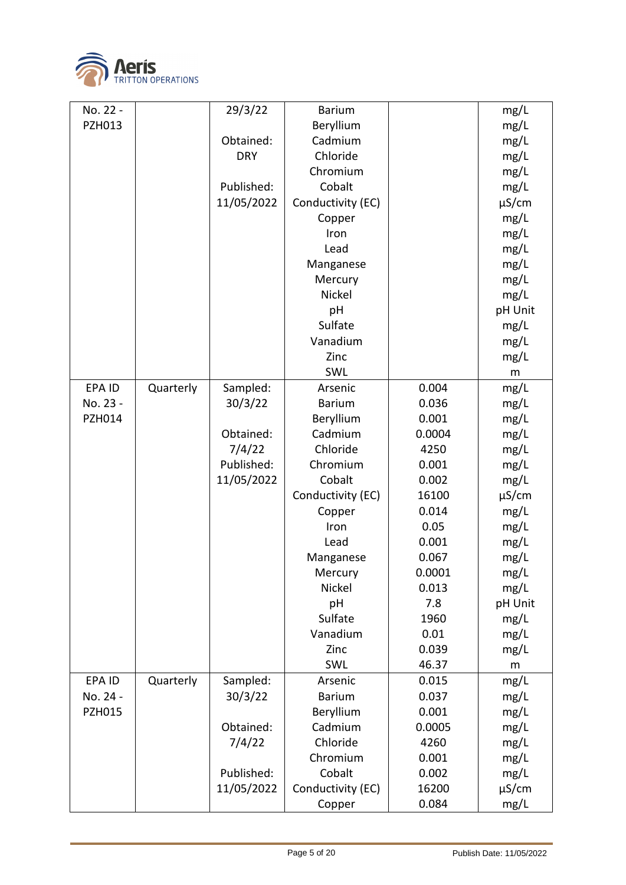| | | | | | |
|---|---|---|---|---|---|
| No. 22 - PZH013 | | 29/3/22<br><br>Obtained: DRY<br><br>Published: 11/05/2022 | Barium<br>Beryllium<br>Cadmium<br>Chloride<br>Chromium<br>Cobalt<br>Conductivity (EC)<br>Copper<br>Iron<br>Lead<br>Manganese<br>Mercury<br>Nickel<br>pH<br>Sulfate<br>Vanadium<br>Zinc<br>SWL | | mg/L<br>mg/L<br>mg/L<br>mg/L<br>mg/L<br>mg/L<br>µS/cm<br>mg/L<br>mg/L<br>mg/L<br>mg/L<br>mg/L<br>mg/L<br>pH Unit<br>mg/L<br>mg/L<br>mg/L<br>m |
| EPA ID No. 23 - PZH014 | Quarterly | Sampled: 30/3/22<br><br>Obtained: 7/4/22<br>Published: 11/05/2022 | Arsenic<br>Barium<br>Beryllium<br>Cadmium<br>Chloride<br>Chromium<br>Cobalt<br>Conductivity (EC)<br>Copper<br>Iron<br>Lead<br>Manganese<br>Mercury<br>Nickel<br>pH<br>Sulfate<br>Vanadium<br>Zinc<br>SWL | 0.004<br>0.036<br>0.001<br>0.0004<br>4250<br>0.001<br>0.002<br>16100<br>0.014<br>0.05<br>0.001<br>0.067<br>0.0001<br>0.013<br>7.8<br>1960<br>0.01<br>0.039<br>46.37 | mg/L<br>mg/L<br>mg/L<br>mg/L<br>mg/L<br>mg/L<br>mg/L<br>µS/cm<br>mg/L<br>mg/L<br>mg/L<br>mg/L<br>mg/L<br>mg/L<br>pH Unit<br>mg/L<br>mg/L<br>mg/L<br>m |
| EPA ID No. 24 - PZH015 | Quarterly | Sampled: 30/3/22<br><br>Obtained: 7/4/22<br><br>Published: 11/05/2022 | Arsenic<br>Barium<br>Beryllium<br>Cadmium<br>Chloride<br>Chromium<br>Cobalt<br>Conductivity (EC)<br>Copper | 0.015<br>0.037<br>0.001<br>0.0005<br>4260<br>0.001<br>0.002<br>16200<br>0.084 | mg/L<br>mg/L<br>mg/L<br>mg/L<br>mg/L<br>mg/L<br>mg/L<br>µS/cm<br>mg/L |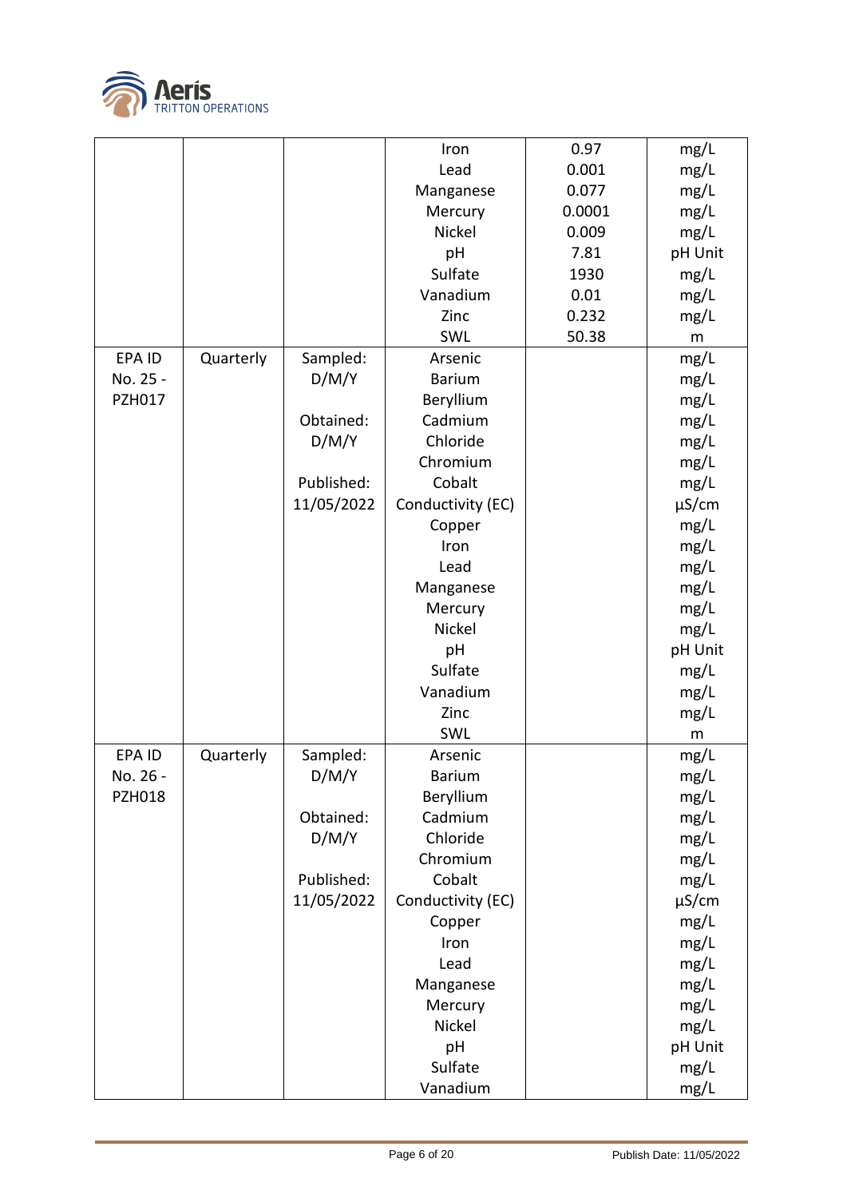| | | | Iron | 0.97 | mg/L |
|---|---|---|---|---|---|
| | | | Lead | 0.001 | mg/L |
| | | | Manganese | 0.077 | mg/L |
| | | | Mercury | 0.0001 | mg/L |
| | | | Nickel | 0.009 | mg/L |
| | | | pH | 7.81 | pH Unit |
| | | | Sulfate | 1930 | mg/L |
| | | | Vanadium | 0.01 | mg/L |
| | | | Zinc | 0.232 | mg/L |
| | | | SWL | 50.38 | m |
| EPA ID No. 25 - PZH017 | Quarterly | Sampled: D/M/Y | Arsenic | | mg/L |
| | | | Barium | | mg/L |
| | | | Beryllium | | mg/L |
| | | Obtained: D/M/Y | Cadmium | | mg/L |
| | | | Chloride | | mg/L |
| | | | Chromium | | mg/L |
| | | Published: 11/05/2022 | Cobalt | | mg/L |
| | | | Conductivity (EC) | | µS/cm |
| | | | Copper | | mg/L |
| | | | Iron | | mg/L |
| | | | Lead | | mg/L |
| | | | Manganese | | mg/L |
| | | | Mercury | | mg/L |
| | | | Nickel | | mg/L |
| | | | pH | | pH Unit |
| | | | Sulfate | | mg/L |
| | | | Vanadium | | mg/L |
| | | | Zinc | | mg/L |
| | | | SWL | | m |
| EPA ID No. 26 - PZH018 | Quarterly | Sampled: D/M/Y | Arsenic | | mg/L |
| | | | Barium | | mg/L |
| | | | Beryllium | | mg/L |
| | | Obtained: D/M/Y | Cadmium | | mg/L |
| | | | Chloride | | mg/L |
| | | | Chromium | | mg/L |
| | | Published: 11/05/2022 | Cobalt | | mg/L |
| | | | Conductivity (EC) | | µS/cm |
| | | | Copper | | mg/L |
| | | | Iron | | mg/L |
| | | | Lead | | mg/L |
| | | | Manganese | | mg/L |
| | | | Mercury | | mg/L |
| | | | Nickel | | mg/L |
| | | | pH | | pH Unit |
| | | | Sulfate | | mg/L |
| | | | Vanadium | | mg/L |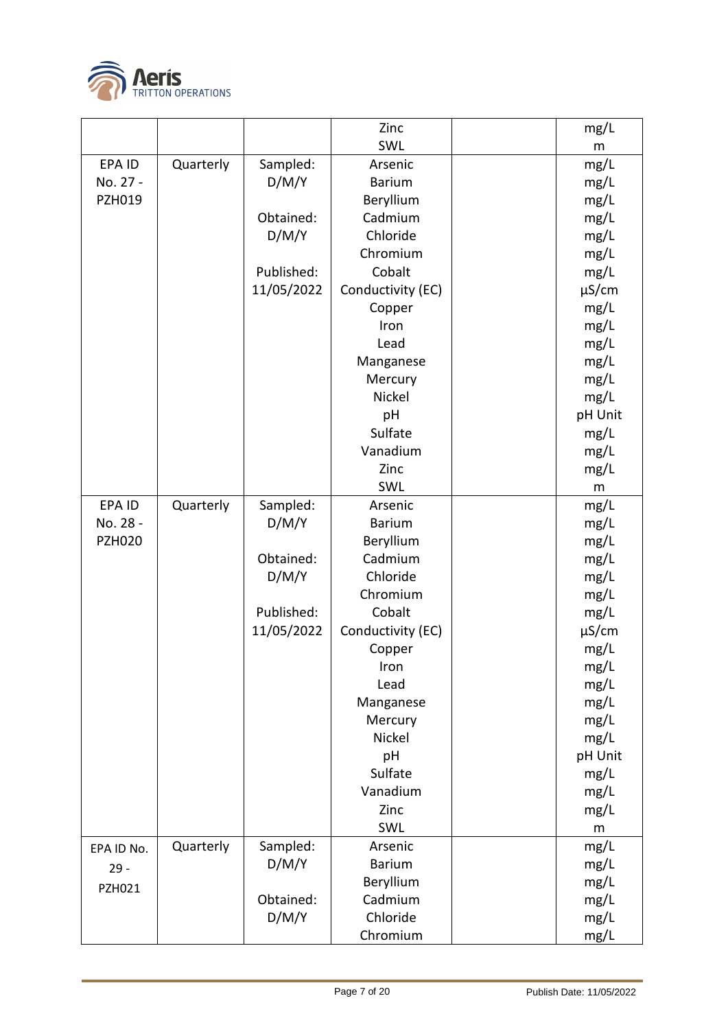| | | | | | |
|---|---|---|---|---|---|
| | | | Zinc<br>SWL | | mg/L<br>m |
| EPA ID No. 27 - PZH019 | Quarterly | Sampled: D/M/Y<br><br>Obtained: D/M/Y<br><br>Published: 11/05/2022 | Arsenic<br>Barium<br>Beryllium<br>Cadmium<br>Chloride<br>Chromium<br>Cobalt<br>Conductivity (EC)<br>Copper<br>Iron<br>Lead<br>Manganese<br>Mercury<br>Nickel<br>pH<br>Sulfate<br>Vanadium<br>Zinc<br>SWL | | mg/L<br>mg/L<br>mg/L<br>mg/L<br>mg/L<br>mg/L<br>mg/L<br>µS/cm<br>mg/L<br>mg/L<br>mg/L<br>mg/L<br>mg/L<br>mg/L<br>pH Unit<br>mg/L<br>mg/L<br>mg/L<br>m |
| EPA ID No. 28 - PZH020 | Quarterly | Sampled: D/M/Y<br><br>Obtained: D/M/Y<br><br>Published: 11/05/2022 | Arsenic<br>Barium<br>Beryllium<br>Cadmium<br>Chloride<br>Chromium<br>Cobalt<br>Conductivity (EC)<br>Copper<br>Iron<br>Lead<br>Manganese<br>Mercury<br>Nickel<br>pH<br>Sulfate<br>Vanadium<br>Zinc<br>SWL | | mg/L<br>mg/L<br>mg/L<br>mg/L<br>mg/L<br>mg/L<br>mg/L<br>µS/cm<br>mg/L<br>mg/L<br>mg/L<br>mg/L<br>mg/L<br>mg/L<br>pH Unit<br>mg/L<br>mg/L<br>mg/L<br>m |
| EPA ID No. 29 - PZH021 | Quarterly | Sampled: D/M/Y<br><br>Obtained: D/M/Y | Arsenic<br>Barium<br>Beryllium<br>Cadmium<br>Chloride<br>Chromium | | mg/L<br>mg/L<br>mg/L<br>mg/L<br>mg/L<br>mg/L |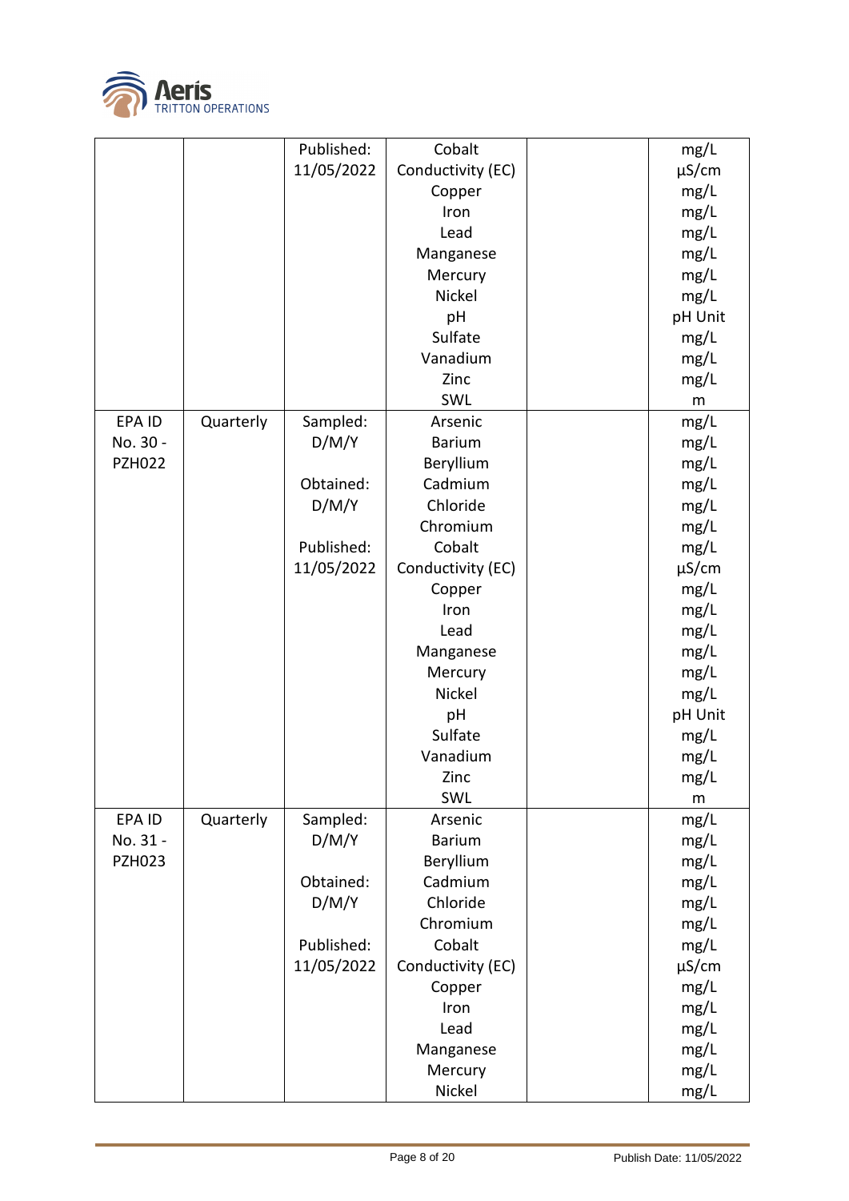| | | | | | |
|---|---|---|---|---|---|
| | | Published: 11/05/2022 | Cobalt<br>Conductivity (EC)<br>Copper<br>Iron<br>Lead<br>Manganese<br>Mercury<br>Nickel<br>pH<br>Sulfate<br>Vanadium<br>Zinc<br>SWL | | mg/L<br>µS/cm<br>mg/L<br>mg/L<br>mg/L<br>mg/L<br>mg/L<br>mg/L<br>pH Unit<br>mg/L<br>mg/L<br>mg/L<br>m |
| EPA ID No. 30 - PZH022 | Quarterly | Sampled: D/M/Y<br><br>Obtained: D/M/Y<br><br>Published: 11/05/2022 | Arsenic<br>Barium<br>Beryllium<br>Cadmium<br>Chloride<br>Chromium<br>Cobalt<br>Conductivity (EC)<br>Copper<br>Iron<br>Lead<br>Manganese<br>Mercury<br>Nickel<br>pH<br>Sulfate<br>Vanadium<br>Zinc<br>SWL | | mg/L<br>mg/L<br>mg/L<br>mg/L<br>mg/L<br>mg/L<br>mg/L<br>µS/cm<br>mg/L<br>mg/L<br>mg/L<br>mg/L<br>mg/L<br>mg/L<br>pH Unit<br>mg/L<br>mg/L<br>mg/L<br>m |
| EPA ID No. 31 - PZH023 | Quarterly | Sampled: D/M/Y<br><br>Obtained: D/M/Y<br><br>Published: 11/05/2022 | Arsenic<br>Barium<br>Beryllium<br>Cadmium<br>Chloride<br>Chromium<br>Cobalt<br>Conductivity (EC)<br>Copper<br>Iron<br>Lead<br>Manganese<br>Mercury<br>Nickel | | mg/L<br>mg/L<br>mg/L<br>mg/L<br>mg/L<br>mg/L<br>mg/L<br>µS/cm<br>mg/L<br>mg/L<br>mg/L<br>mg/L<br>mg/L<br>mg/L |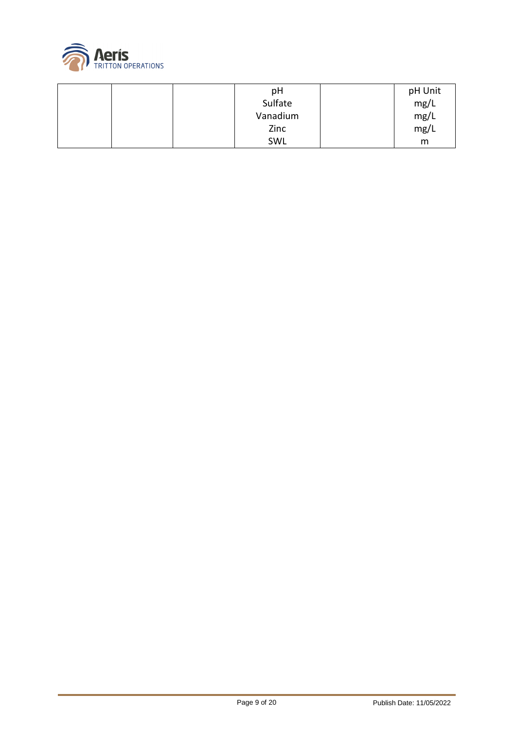| | | | | | |
|---|---|---|---|---|---|
| | | | pH<br>Sulfate<br>Vanadium<br>Zinc<br>SWL | | pH Unit<br>mg/L<br>mg/L<br>mg/L<br>m |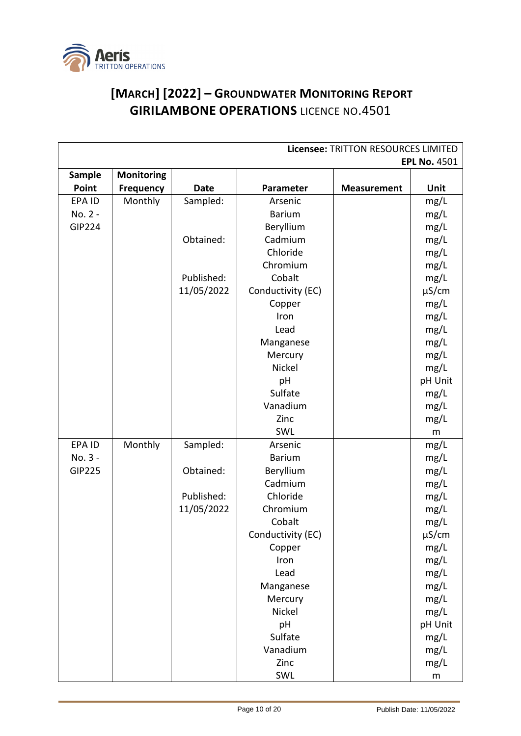# [MARCH] [2022] – GROUNDWATER MONITORING REPORT GIRILAMBONE OPERATIONS LICENCE NO.4501

| **Licensee:** TRITTON RESOURCES LIMITED **EPL No.** 4501 | | | | | |
|---|---|---|---|---|---|
| **Sample Point** | **Monitoring Frequency** | **Date** | **Parameter** | **Measurement** | **Unit** |
| EPA ID No. 2 - GIP224 | Monthly | Sampled: | Arsenic | | mg/L |
| | | | Barium | | mg/L |
| | | | Beryllium | | mg/L |
| | | Obtained: | Cadmium | | mg/L |
| | | | Chloride | | mg/L |
| | | | Chromium | | mg/L |
| | | Published: | Cobalt | | mg/L |
| | | 11/05/2022 | Conductivity (EC) | | µS/cm |
| | | | Copper | | mg/L |
| | | | Iron | | mg/L |
| | | | Lead | | mg/L |
| | | | Manganese | | mg/L |
| | | | Mercury | | mg/L |
| | | | Nickel | | mg/L |
| | | | pH | | pH Unit |
| | | | Sulfate | | mg/L |
| | | | Vanadium | | mg/L |
| | | | Zinc | | mg/L |
| | | | SWL | | m |
| EPA ID No. 3 - GIP225 | Monthly | Sampled: | Arsenic | | mg/L |
| | | | Barium | | mg/L |
| | | Obtained: | Beryllium | | mg/L |
| | | | Cadmium | | mg/L |
| | | Published: | Chloride | | mg/L |
| | | 11/05/2022 | Chromium | | mg/L |
| | | | Cobalt | | mg/L |
| | | | Conductivity (EC) | | µS/cm |
| | | | Copper | | mg/L |
| | | | Iron | | mg/L |
| | | | Lead | | mg/L |
| | | | Manganese | | mg/L |
| | | | Mercury | | mg/L |
| | | | Nickel | | mg/L |
| | | | pH | | pH Unit |
| | | | Sulfate | | mg/L |
| | | | Vanadium | | mg/L |
| | | | Zinc | | mg/L |
| | | | SWL | | m |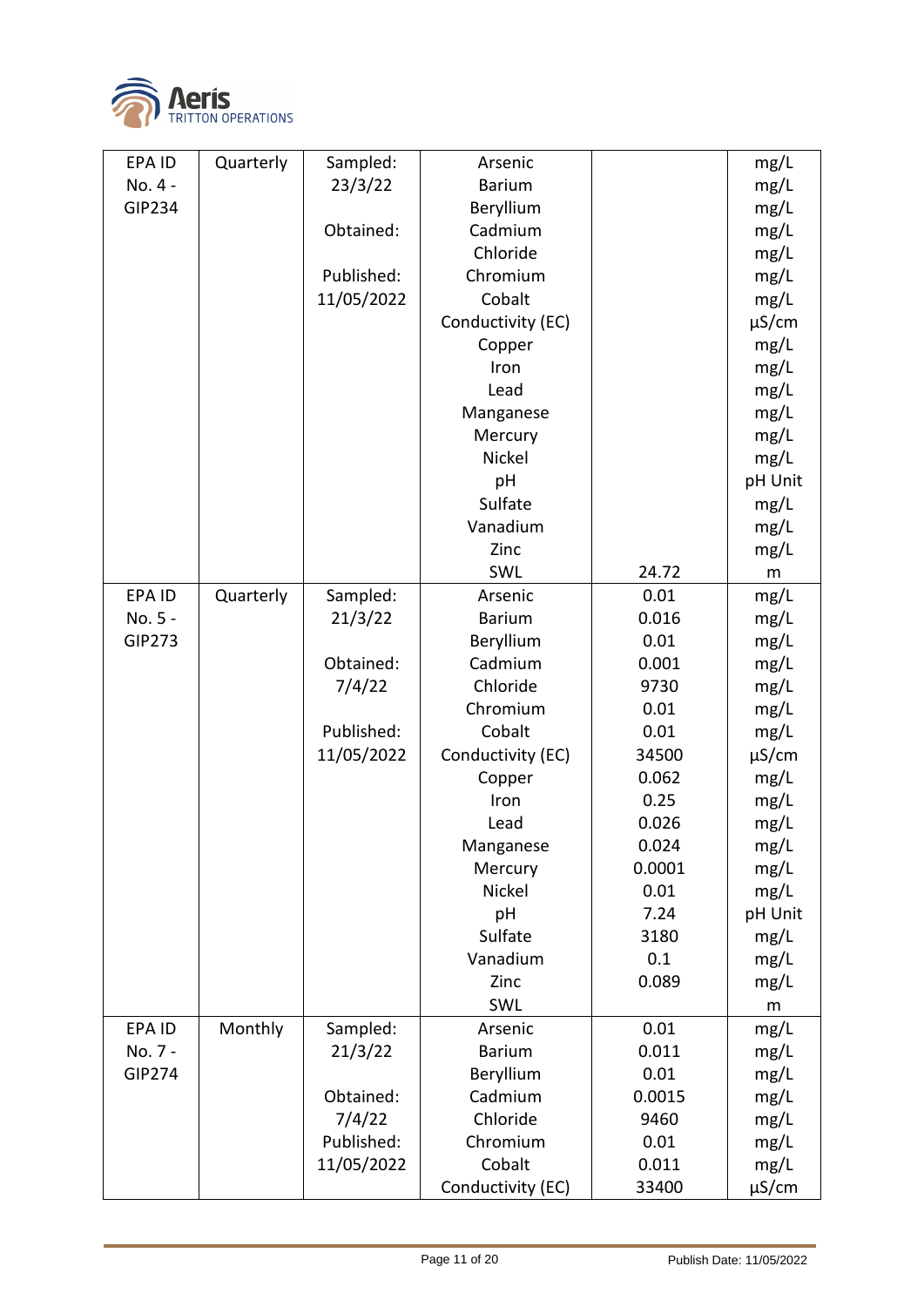| EPA ID No. 4 - GIP234 | Quarterly | Sampled: 23/3/22<br><br>Obtained:<br><br>Published: 11/05/2022 | Arsenic | | mg/L |
|---|---|---|---|---|---|
| | | | Barium | | mg/L |
| | | | Beryllium | | mg/L |
| | | | Cadmium | | mg/L |
| | | | Chloride | | mg/L |
| | | | Chromium | | mg/L |
| | | | Cobalt | | mg/L |
| | | | Conductivity (EC) | | µS/cm |
| | | | Copper | | mg/L |
| | | | Iron | | mg/L |
| | | | Lead | | mg/L |
| | | | Manganese | | mg/L |
| | | | Mercury | | mg/L |
| | | | Nickel | | mg/L |
| | | | pH | | pH Unit |
| | | | Sulfate | | mg/L |
| | | | Vanadium | | mg/L |
| | | | Zinc | | mg/L |
| | | | SWL | 24.72 | m |
| EPA ID No. 5 - GIP273 | Quarterly | Sampled: 21/3/22<br><br>Obtained: 7/4/22<br><br>Published: 11/05/2022 | Arsenic | 0.01 | mg/L |
| | | | Barium | 0.016 | mg/L |
| | | | Beryllium | 0.01 | mg/L |
| | | | Cadmium | 0.001 | mg/L |
| | | | Chloride | 9730 | mg/L |
| | | | Chromium | 0.01 | mg/L |
| | | | Cobalt | 0.01 | mg/L |
| | | | Conductivity (EC) | 34500 | µS/cm |
| | | | Copper | 0.062 | mg/L |
| | | | Iron | 0.25 | mg/L |
| | | | Lead | 0.026 | mg/L |
| | | | Manganese | 0.024 | mg/L |
| | | | Mercury | 0.0001 | mg/L |
| | | | Nickel | 0.01 | mg/L |
| | | | pH | 7.24 | pH Unit |
| | | | Sulfate | 3180 | mg/L |
| | | | Vanadium | 0.1 | mg/L |
| | | | Zinc | 0.089 | mg/L |
| | | | SWL | | m |
| EPA ID No. 7 - GIP274 | Monthly | Sampled: 21/3/22<br><br>Obtained: 7/4/22<br>Published: 11/05/2022 | Arsenic | 0.01 | mg/L |
| | | | Barium | 0.011 | mg/L |
| | | | Beryllium | 0.01 | mg/L |
| | | | Cadmium | 0.0015 | mg/L |
| | | | Chloride | 9460 | mg/L |
| | | | Chromium | 0.01 | mg/L |
| | | | Cobalt | 0.011 | mg/L |
| | | | Conductivity (EC) | 33400 | µS/cm |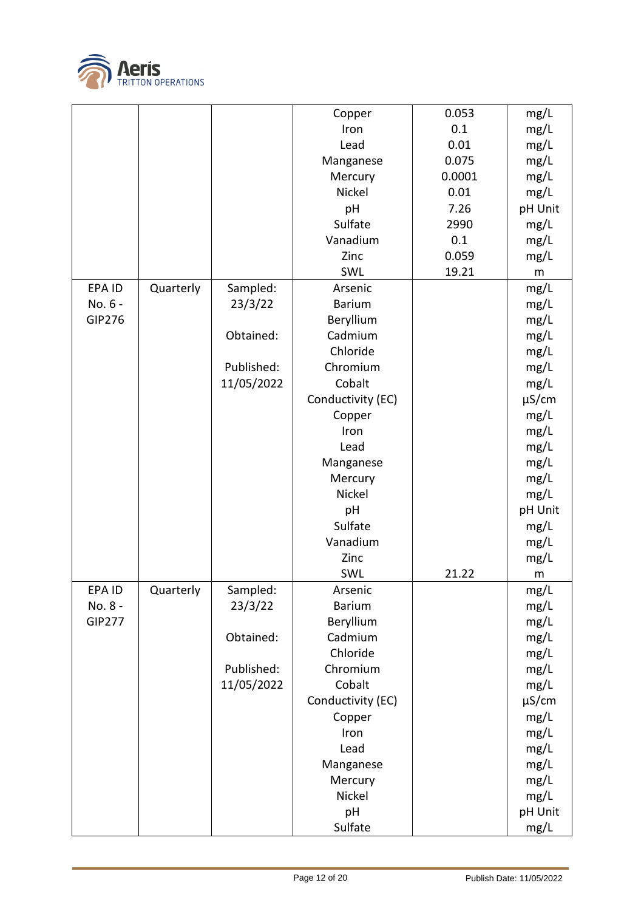| | | | Copper | 0.053 | mg/L |
|---|---|---|---|---|---|
| | | | Iron | 0.1 | mg/L |
| | | | Lead | 0.01 | mg/L |
| | | | Manganese | 0.075 | mg/L |
| | | | Mercury | 0.0001 | mg/L |
| | | | Nickel | 0.01 | mg/L |
| | | | pH | 7.26 | pH Unit |
| | | | Sulfate | 2990 | mg/L |
| | | | Vanadium | 0.1 | mg/L |
| | | | Zinc | 0.059 | mg/L |
| | | | SWL | 19.21 | m |
| EPA ID No. 6 - GIP276 | Quarterly | Sampled: 23/3/22 | Arsenic | | mg/L |
| | | | Barium | | mg/L |
| | | | Beryllium | | mg/L |
| | | Obtained: | Cadmium | | mg/L |
| | | | Chloride | | mg/L |
| | | Published: 11/05/2022 | Chromium | | mg/L |
| | | | Cobalt | | mg/L |
| | | | Conductivity (EC) | | µS/cm |
| | | | Copper | | mg/L |
| | | | Iron | | mg/L |
| | | | Lead | | mg/L |
| | | | Manganese | | mg/L |
| | | | Mercury | | mg/L |
| | | | Nickel | | mg/L |
| | | | pH | | pH Unit |
| | | | Sulfate | | mg/L |
| | | | Vanadium | | mg/L |
| | | | Zinc | | mg/L |
| | | | SWL | 21.22 | m |
| EPA ID No. 8 - GIP277 | Quarterly | Sampled: 23/3/22 | Arsenic | | mg/L |
| | | | Barium | | mg/L |
| | | | Beryllium | | mg/L |
| | | Obtained: | Cadmium | | mg/L |
| | | | Chloride | | mg/L |
| | | Published: 11/05/2022 | Chromium | | mg/L |
| | | | Cobalt | | mg/L |
| | | | Conductivity (EC) | | µS/cm |
| | | | Copper | | mg/L |
| | | | Iron | | mg/L |
| | | | Lead | | mg/L |
| | | | Manganese | | mg/L |
| | | | Mercury | | mg/L |
| | | | Nickel | | mg/L |
| | | | pH | | pH Unit |
| | | | Sulfate | | mg/L |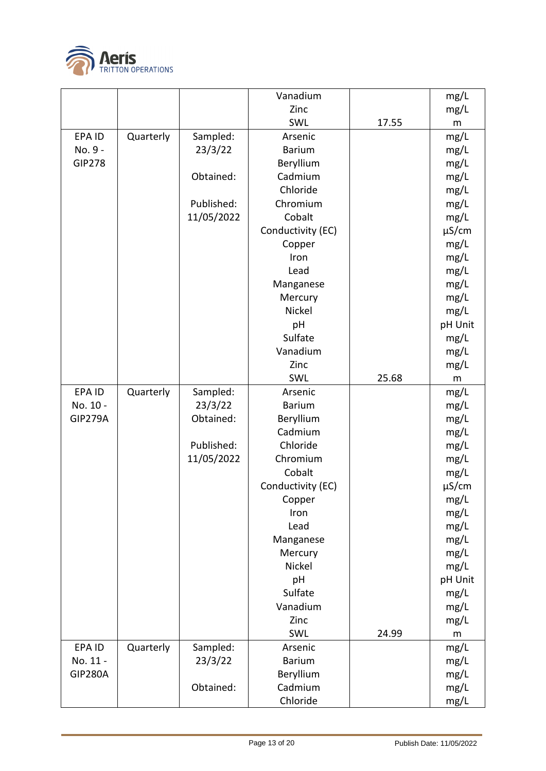| | | | Vanadium | | mg/L |
|---|---|---|---|---|---|
| | | | Zinc | | mg/L |
| | | | SWL | 17.55 | m |
| EPA ID No. 9 - GIP278 | Quarterly | Sampled: 23/3/22 | Arsenic | | mg/L |
| | | | Barium | | mg/L |
| | | | Beryllium | | mg/L |
| | | Obtained: | Cadmium | | mg/L |
| | | | Chloride | | mg/L |
| | | Published: 11/05/2022 | Chromium | | mg/L |
| | | | Cobalt | | mg/L |
| | | | Conductivity (EC) | | µS/cm |
| | | | Copper | | mg/L |
| | | | Iron | | mg/L |
| | | | Lead | | mg/L |
| | | | Manganese | | mg/L |
| | | | Mercury | | mg/L |
| | | | Nickel | | mg/L |
| | | | pH | | pH Unit |
| | | | Sulfate | | mg/L |
| | | | Vanadium | | mg/L |
| | | | Zinc | | mg/L |
| | | | SWL | 25.68 | m |
| EPA ID No. 10 - GIP279A | Quarterly | Sampled: 23/3/22 | Arsenic | | mg/L |
| | | | Barium | | mg/L |
| | | Obtained: | Beryllium | | mg/L |
| | | | Cadmium | | mg/L |
| | | Published: 11/05/2022 | Chloride | | mg/L |
| | | | Chromium | | mg/L |
| | | | Cobalt | | mg/L |
| | | | Conductivity (EC) | | µS/cm |
| | | | Copper | | mg/L |
| | | | Iron | | mg/L |
| | | | Lead | | mg/L |
| | | | Manganese | | mg/L |
| | | | Mercury | | mg/L |
| | | | Nickel | | mg/L |
| | | | pH | | pH Unit |
| | | | Sulfate | | mg/L |
| | | | Vanadium | | mg/L |
| | | | Zinc | | mg/L |
| | | | SWL | 24.99 | m |
| EPA ID No. 11 - GIP280A | Quarterly | Sampled: 23/3/22 | Arsenic | | mg/L |
| | | | Barium | | mg/L |
| | | | Beryllium | | mg/L |
| | | Obtained: | Cadmium | | mg/L |
| | | | Chloride | | mg/L |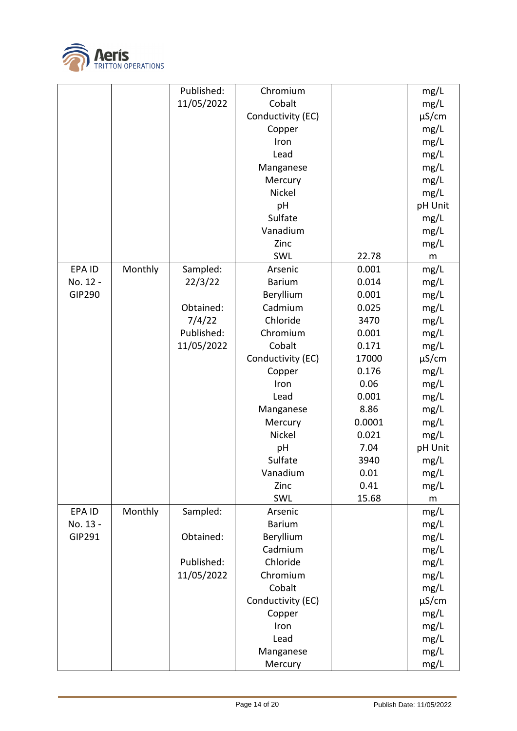| | | Published: 11/05/2022 | Chromium | | mg/L |
|---|---|---|---|---|---|
| | | | Cobalt | | mg/L |
| | | | Conductivity (EC) | | µS/cm |
| | | | Copper | | mg/L |
| | | | Iron | | mg/L |
| | | | Lead | | mg/L |
| | | | Manganese | | mg/L |
| | | | Mercury | | mg/L |
| | | | Nickel | | mg/L |
| | | | pH | | pH Unit |
| | | | Sulfate | | mg/L |
| | | | Vanadium | | mg/L |
| | | | Zinc | | mg/L |
| | | | SWL | 22.78 | m |
| EPA ID No. 12 - GIP290 | Monthly | Sampled: 22/3/22 | Arsenic | 0.001 | mg/L |
| | | | Barium | 0.014 | mg/L |
| | | | Beryllium | 0.001 | mg/L |
| | | Obtained: 7/4/22 | Cadmium | 0.025 | mg/L |
| | | | Chloride | 3470 | mg/L |
| | | Published: 11/05/2022 | Chromium | 0.001 | mg/L |
| | | | Cobalt | 0.171 | mg/L |
| | | | Conductivity (EC) | 17000 | µS/cm |
| | | | Copper | 0.176 | mg/L |
| | | | Iron | 0.06 | mg/L |
| | | | Lead | 0.001 | mg/L |
| | | | Manganese | 8.86 | mg/L |
| | | | Mercury | 0.0001 | mg/L |
| | | | Nickel | 0.021 | mg/L |
| | | | pH | 7.04 | pH Unit |
| | | | Sulfate | 3940 | mg/L |
| | | | Vanadium | 0.01 | mg/L |
| | | | Zinc | 0.41 | mg/L |
| | | | SWL | 15.68 | m |
| EPA ID No. 13 - GIP291 | Monthly | Sampled: | Arsenic | | mg/L |
| | | | Barium | | mg/L |
| | | Obtained: | Beryllium | | mg/L |
| | | | Cadmium | | mg/L |
| | | Published: 11/05/2022 | Chloride | | mg/L |
| | | | Chromium | | mg/L |
| | | | Cobalt | | mg/L |
| | | | Conductivity (EC) | | µS/cm |
| | | | Copper | | mg/L |
| | | | Iron | | mg/L |
| | | | Lead | | mg/L |
| | | | Manganese | | mg/L |
| | | | Mercury | | mg/L |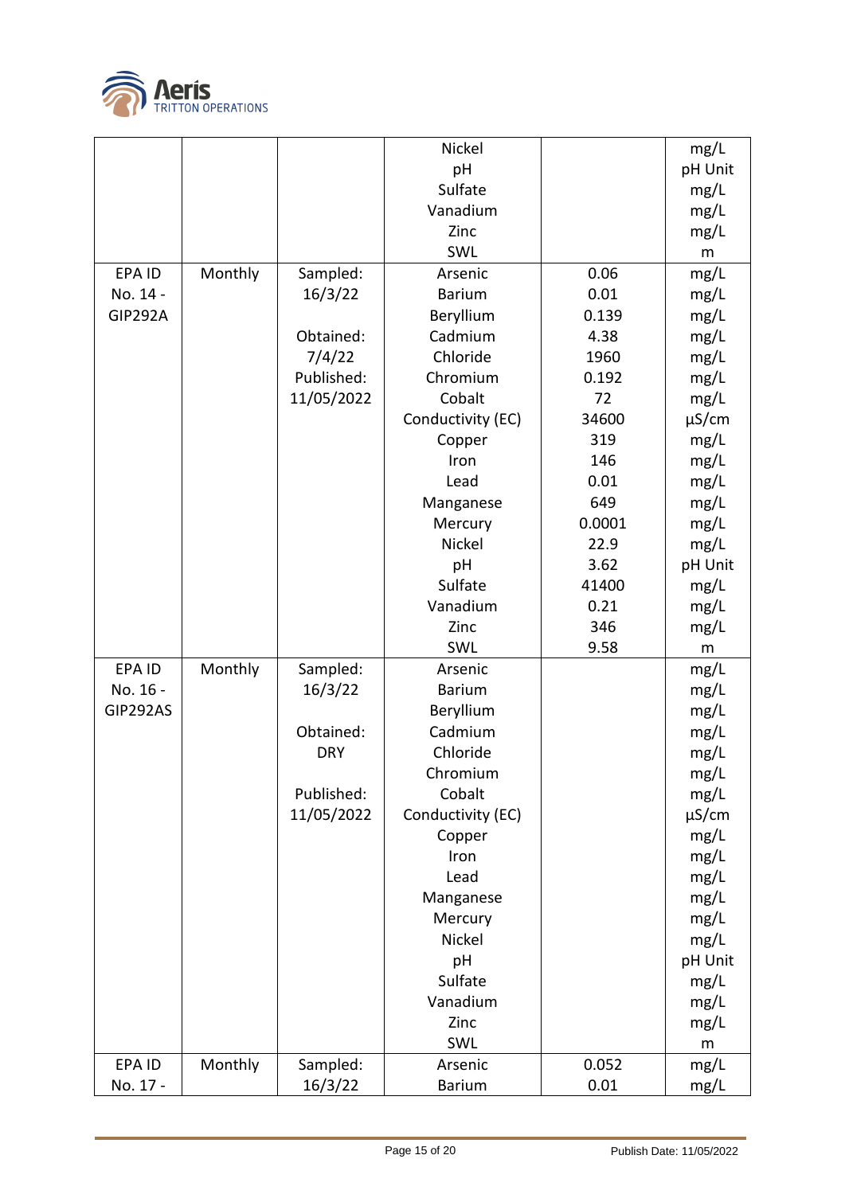| | | | Nickel | | mg/L |
|---|---|---|---|---|---|
| | | | pH | | pH Unit |
| | | | Sulfate | | mg/L |
| | | | Vanadium | | mg/L |
| | | | Zinc | | mg/L |
| | | | SWL | | m |
| EPA ID No. 14 - GIP292A | Monthly | Sampled: 16/3/22 | Arsenic | 0.06 | mg/L |
| | | | Barium | 0.01 | mg/L |
| | | | Beryllium | 0.139 | mg/L |
| | | Obtained: 7/4/22 | Cadmium | 4.38 | mg/L |
| | | | Chloride | 1960 | mg/L |
| | | Published: 11/05/2022 | Chromium | 0.192 | mg/L |
| | | | Cobalt | 72 | mg/L |
| | | | Conductivity (EC) | 34600 | µS/cm |
| | | | Copper | 319 | mg/L |
| | | | Iron | 146 | mg/L |
| | | | Lead | 0.01 | mg/L |
| | | | Manganese | 649 | mg/L |
| | | | Mercury | 0.0001 | mg/L |
| | | | Nickel | 22.9 | mg/L |
| | | | pH | 3.62 | pH Unit |
| | | | Sulfate | 41400 | mg/L |
| | | | Vanadium | 0.21 | mg/L |
| | | | Zinc | 346 | mg/L |
| | | | SWL | 9.58 | m |
| EPA ID No. 16 - GIP292AS | Monthly | Sampled: 16/3/22 | Arsenic | | mg/L |
| | | | Barium | | mg/L |
| | | | Beryllium | | mg/L |
| | | Obtained: DRY | Cadmium | | mg/L |
| | | | Chloride | | mg/L |
| | | | Chromium | | mg/L |
| | | Published: 11/05/2022 | Cobalt | | mg/L |
| | | | Conductivity (EC) | | µS/cm |
| | | | Copper | | mg/L |
| | | | Iron | | mg/L |
| | | | Lead | | mg/L |
| | | | Manganese | | mg/L |
| | | | Mercury | | mg/L |
| | | | Nickel | | mg/L |
| | | | pH | | pH Unit |
| | | | Sulfate | | mg/L |
| | | | Vanadium | | mg/L |
| | | | Zinc | | mg/L |
| | | | SWL | | m |
| EPA ID No. 17 - | Monthly | Sampled: 16/3/22 | Arsenic | 0.052 | mg/L |
| | | | Barium | 0.01 | mg/L |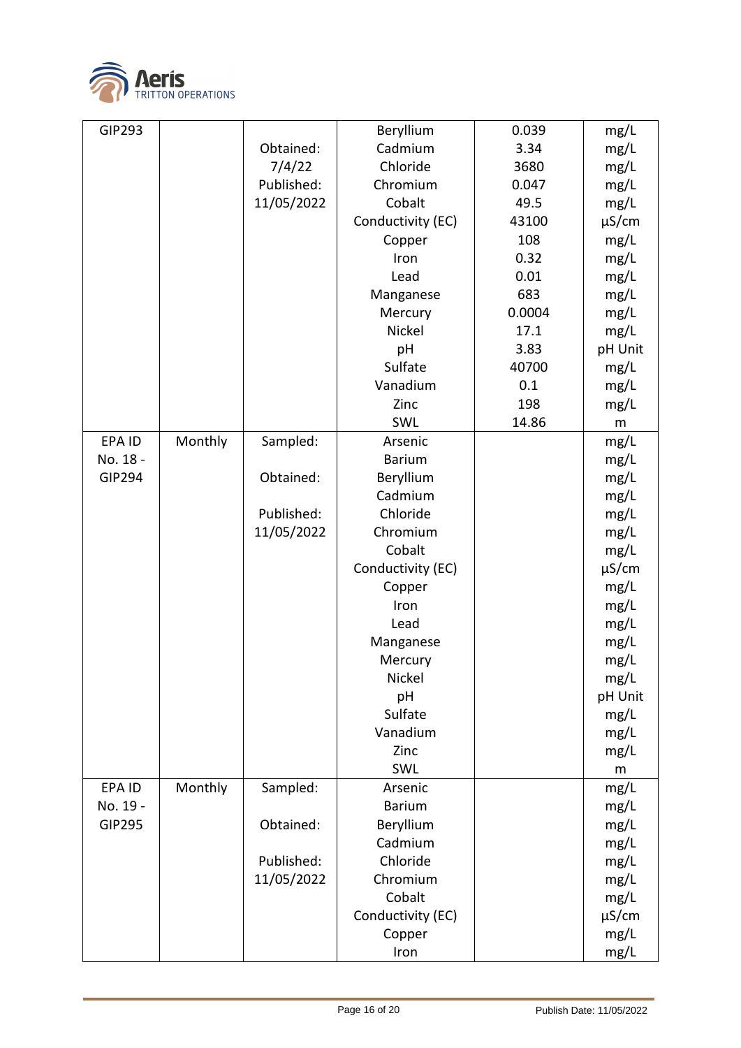| GIP293 | | Obtained: 7/4/22 Published: 11/05/2022 | Beryllium | 0.039 | mg/L |
|---|---|---|---|---|---|
| | | | Cadmium | 3.34 | mg/L |
| | | | Chloride | 3680 | mg/L |
| | | | Chromium | 0.047 | mg/L |
| | | | Cobalt | 49.5 | mg/L |
| | | | Conductivity (EC) | 43100 | µS/cm |
| | | | Copper | 108 | mg/L |
| | | | Iron | 0.32 | mg/L |
| | | | Lead | 0.01 | mg/L |
| | | | Manganese | 683 | mg/L |
| | | | Mercury | 0.0004 | mg/L |
| | | | Nickel | 17.1 | mg/L |
| | | | pH | 3.83 | pH Unit |
| | | | Sulfate | 40700 | mg/L |
| | | | Vanadium | 0.1 | mg/L |
| | | | Zinc | 198 | mg/L |
| | | | SWL | 14.86 | m |
| EPA ID No. 18 - GIP294 | Monthly | Sampled: Obtained: Published: 11/05/2022 | Arsenic | | mg/L |
| | | | Barium | | mg/L |
| | | | Beryllium | | mg/L |
| | | | Cadmium | | mg/L |
| | | | Chloride | | mg/L |
| | | | Chromium | | mg/L |
| | | | Cobalt | | mg/L |
| | | | Conductivity (EC) | | µS/cm |
| | | | Copper | | mg/L |
| | | | Iron | | mg/L |
| | | | Lead | | mg/L |
| | | | Manganese | | mg/L |
| | | | Mercury | | mg/L |
| | | | Nickel | | mg/L |
| | | | pH | | pH Unit |
| | | | Sulfate | | mg/L |
| | | | Vanadium | | mg/L |
| | | | Zinc | | mg/L |
| | | | SWL | | m |
| EPA ID No. 19 - GIP295 | Monthly | Sampled: Obtained: Published: 11/05/2022 | Arsenic | | mg/L |
| | | | Barium | | mg/L |
| | | | Beryllium | | mg/L |
| | | | Cadmium | | mg/L |
| | | | Chloride | | mg/L |
| | | | Chromium | | mg/L |
| | | | Cobalt | | mg/L |
| | | | Conductivity (EC) | | µS/cm |
| | | | Copper | | mg/L |
| | | | Iron | | mg/L |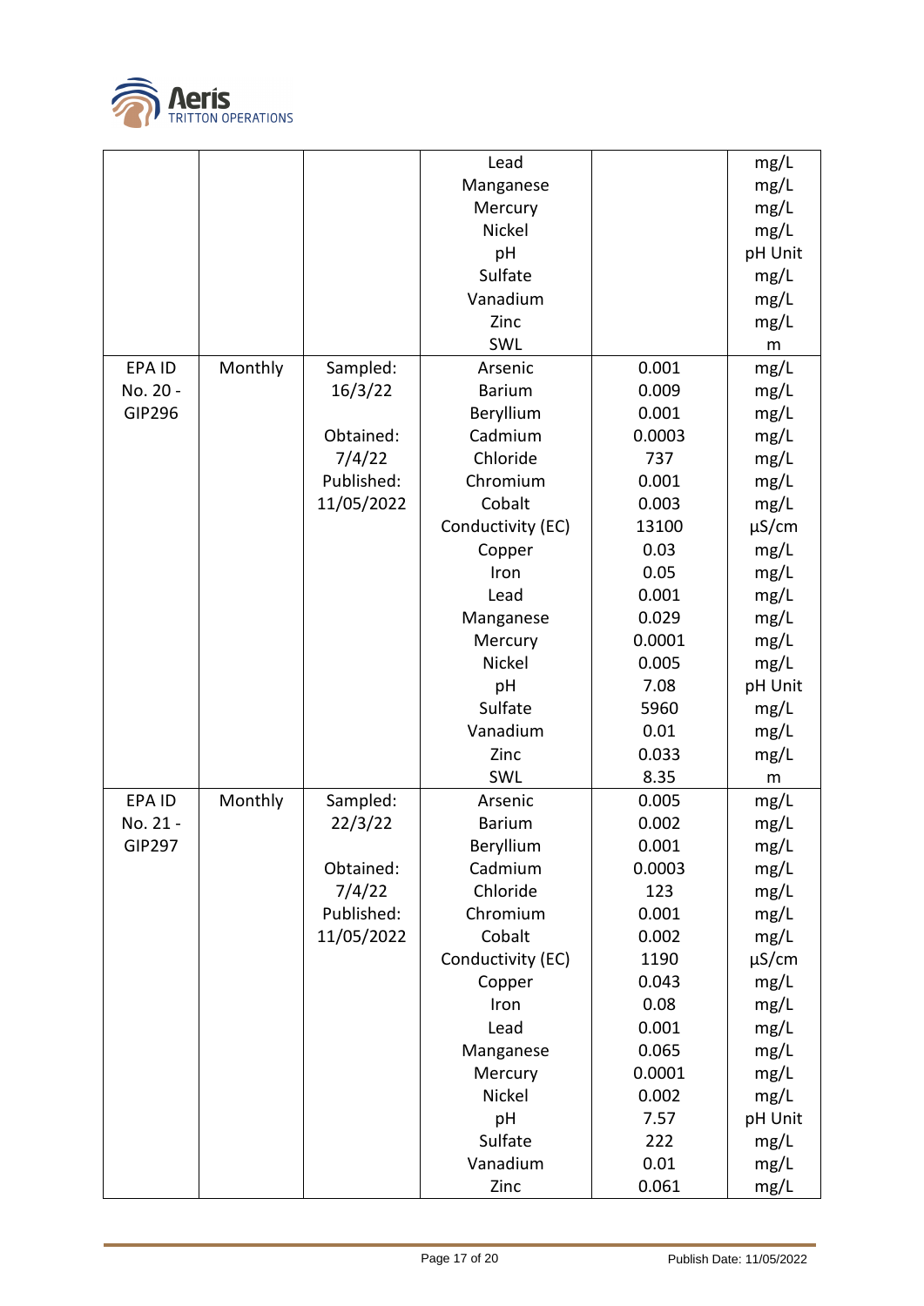| | | | Lead | | mg/L |
|---|---|---|---|---|---|
| | | | Manganese | | mg/L |
| | | | Mercury | | mg/L |
| | | | Nickel | | mg/L |
| | | | pH | | pH Unit |
| | | | Sulfate | | mg/L |
| | | | Vanadium | | mg/L |
| | | | Zinc | | mg/L |
| | | | SWL | | m |
| EPA ID No. 20 - GIP296 | Monthly | Sampled: 16/3/22 | Arsenic | 0.001 | mg/L |
| | | | Barium | 0.009 | mg/L |
| | | | Beryllium | 0.001 | mg/L |
| | | Obtained: 7/4/22 | Cadmium | 0.0003 | mg/L |
| | | | Chloride | 737 | mg/L |
| | | Published: 11/05/2022 | Chromium | 0.001 | mg/L |
| | | | Cobalt | 0.003 | mg/L |
| | | | Conductivity (EC) | 13100 | µS/cm |
| | | | Copper | 0.03 | mg/L |
| | | | Iron | 0.05 | mg/L |
| | | | Lead | 0.001 | mg/L |
| | | | Manganese | 0.029 | mg/L |
| | | | Mercury | 0.0001 | mg/L |
| | | | Nickel | 0.005 | mg/L |
| | | | pH | 7.08 | pH Unit |
| | | | Sulfate | 5960 | mg/L |
| | | | Vanadium | 0.01 | mg/L |
| | | | Zinc | 0.033 | mg/L |
| | | | SWL | 8.35 | m |
| EPA ID No. 21 - GIP297 | Monthly | Sampled: 22/3/22 | Arsenic | 0.005 | mg/L |
| | | | Barium | 0.002 | mg/L |
| | | | Beryllium | 0.001 | mg/L |
| | | Obtained: 7/4/22 | Cadmium | 0.0003 | mg/L |
| | | | Chloride | 123 | mg/L |
| | | Published: 11/05/2022 | Chromium | 0.001 | mg/L |
| | | | Cobalt | 0.002 | mg/L |
| | | | Conductivity (EC) | 1190 | µS/cm |
| | | | Copper | 0.043 | mg/L |
| | | | Iron | 0.08 | mg/L |
| | | | Lead | 0.001 | mg/L |
| | | | Manganese | 0.065 | mg/L |
| | | | Mercury | 0.0001 | mg/L |
| | | | Nickel | 0.002 | mg/L |
| | | | pH | 7.57 | pH Unit |
| | | | Sulfate | 222 | mg/L |
| | | | Vanadium | 0.01 | mg/L |
| | | | Zinc | 0.061 | mg/L |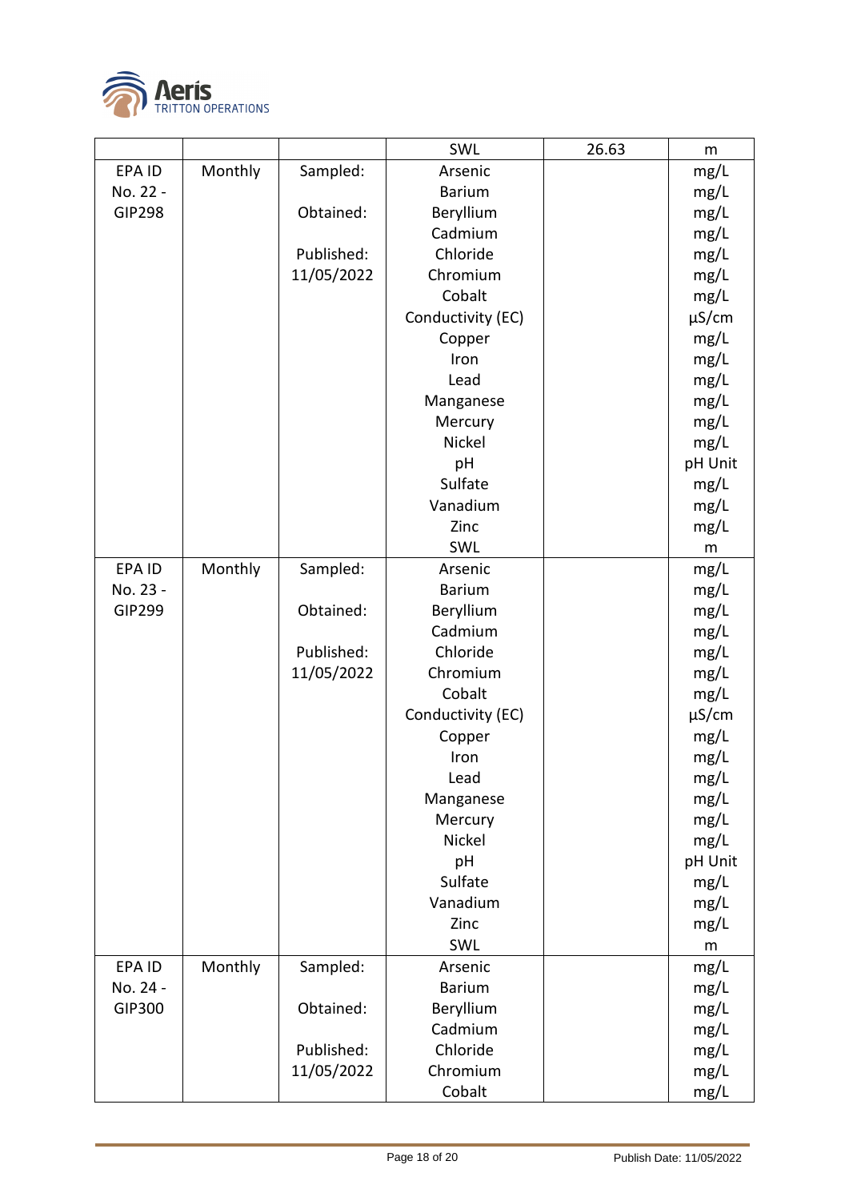| | | | SWL | 26.63 | m |
|---|---|---|---|---|---|
| EPA ID No. 22 - GIP298 | Monthly | Sampled: | Arsenic | | mg/L |
| | | | Barium | | mg/L |
| | | Obtained: | Beryllium | | mg/L |
| | | | Cadmium | | mg/L |
| | | Published: | Chloride | | mg/L |
| | | 11/05/2022 | Chromium | | mg/L |
| | | | Cobalt | | mg/L |
| | | | Conductivity (EC) | | µS/cm |
| | | | Copper | | mg/L |
| | | | Iron | | mg/L |
| | | | Lead | | mg/L |
| | | | Manganese | | mg/L |
| | | | Mercury | | mg/L |
| | | | Nickel | | mg/L |
| | | | pH | | pH Unit |
| | | | Sulfate | | mg/L |
| | | | Vanadium | | mg/L |
| | | | Zinc | | mg/L |
| | | | SWL | | m |
| EPA ID No. 23 - GIP299 | Monthly | Sampled: | Arsenic | | mg/L |
| | | | Barium | | mg/L |
| | | Obtained: | Beryllium | | mg/L |
| | | | Cadmium | | mg/L |
| | | Published: | Chloride | | mg/L |
| | | 11/05/2022 | Chromium | | mg/L |
| | | | Cobalt | | mg/L |
| | | | Conductivity (EC) | | µS/cm |
| | | | Copper | | mg/L |
| | | | Iron | | mg/L |
| | | | Lead | | mg/L |
| | | | Manganese | | mg/L |
| | | | Mercury | | mg/L |
| | | | Nickel | | mg/L |
| | | | pH | | pH Unit |
| | | | Sulfate | | mg/L |
| | | | Vanadium | | mg/L |
| | | | Zinc | | mg/L |
| | | | SWL | | m |
| EPA ID No. 24 - GIP300 | Monthly | Sampled: | Arsenic | | mg/L |
| | | | Barium | | mg/L |
| | | Obtained: | Beryllium | | mg/L |
| | | | Cadmium | | mg/L |
| | | Published: | Chloride | | mg/L |
| | | 11/05/2022 | Chromium | | mg/L |
| | | | Cobalt | | mg/L |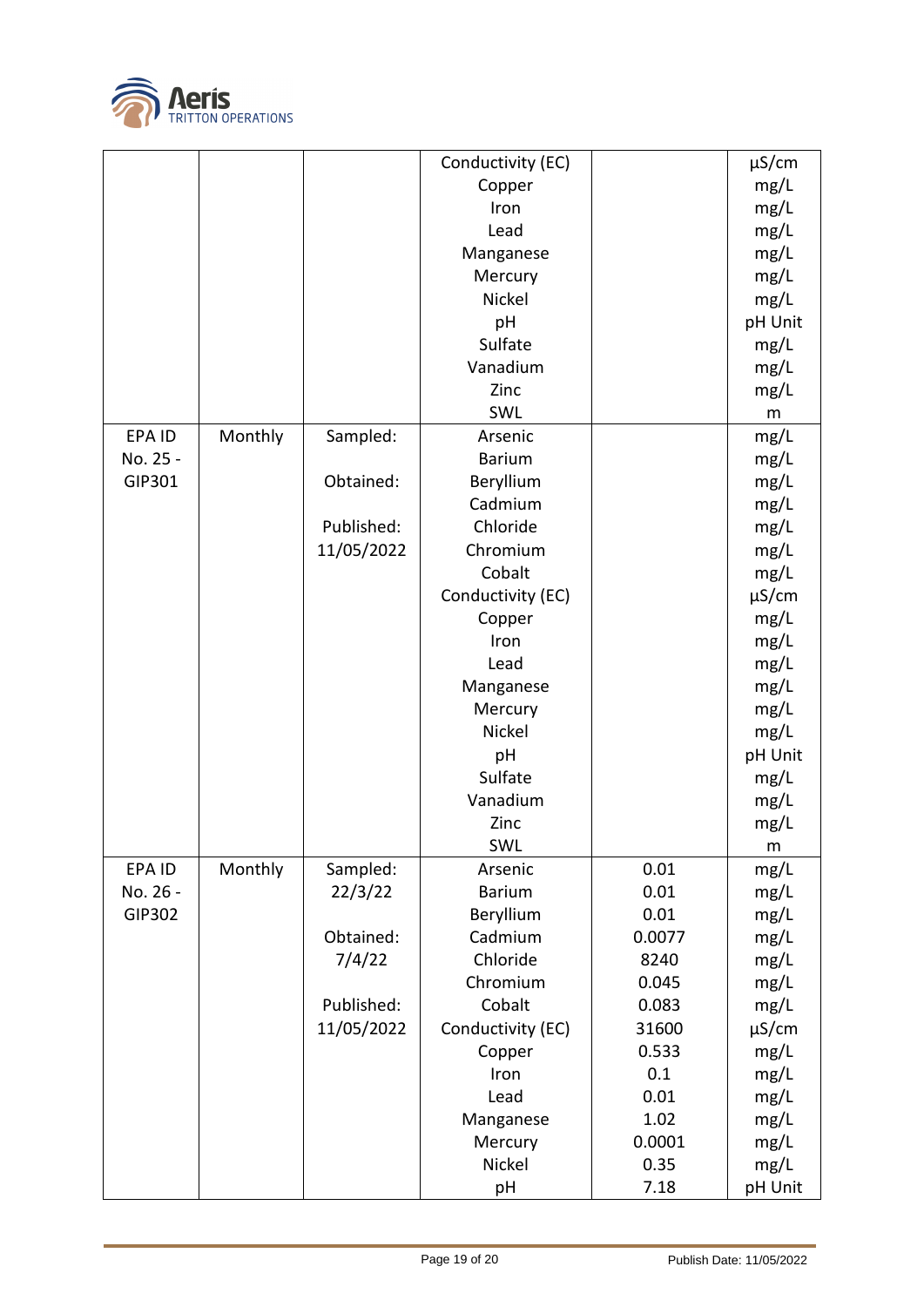| | | | Conductivity (EC)<br>Copper<br>Iron<br>Lead<br>Manganese<br>Mercury<br>Nickel<br>pH<br>Sulfate<br>Vanadium<br>Zinc<br>SWL | | µS/cm<br>mg/L<br>mg/L<br>mg/L<br>mg/L<br>mg/L<br>mg/L<br>pH Unit<br>mg/L<br>mg/L<br>mg/L<br>m |
|---|---|---|---|---|---|
| EPA ID No. 25 - GIP301 | Monthly | Sampled:<br><br>Obtained:<br><br>Published:<br>11/05/2022 | Arsenic<br>Barium<br>Beryllium<br>Cadmium<br>Chloride<br>Chromium<br>Cobalt<br>Conductivity (EC)<br>Copper<br>Iron<br>Lead<br>Manganese<br>Mercury<br>Nickel<br>pH<br>Sulfate<br>Vanadium<br>Zinc<br>SWL | | mg/L<br>mg/L<br>mg/L<br>mg/L<br>mg/L<br>mg/L<br>mg/L<br>µS/cm<br>mg/L<br>mg/L<br>mg/L<br>mg/L<br>mg/L<br>mg/L<br>pH Unit<br>mg/L<br>mg/L<br>mg/L<br>m |
| EPA ID No. 26 - GIP302 | Monthly | Sampled:<br>22/3/22<br><br>Obtained:<br>7/4/22<br><br>Published:<br>11/05/2022 | Arsenic<br>Barium<br>Beryllium<br>Cadmium<br>Chloride<br>Chromium<br>Cobalt<br>Conductivity (EC)<br>Copper<br>Iron<br>Lead<br>Manganese<br>Mercury<br>Nickel<br>pH | 0.01<br>0.01<br>0.01<br>0.0077<br>8240<br>0.045<br>0.083<br>31600<br>0.533<br>0.1<br>0.01<br>1.02<br>0.0001<br>0.35<br>7.18 | mg/L<br>mg/L<br>mg/L<br>mg/L<br>mg/L<br>mg/L<br>mg/L<br>µS/cm<br>mg/L<br>mg/L<br>mg/L<br>mg/L<br>mg/L<br>mg/L<br>pH Unit |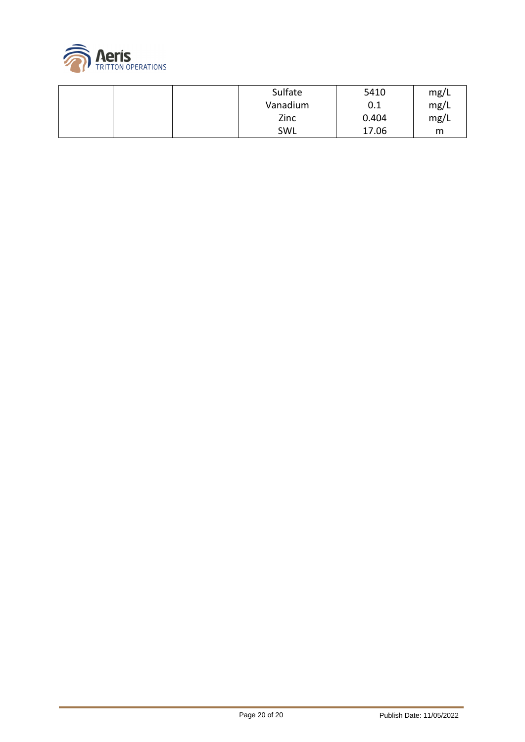| | | | | | |
|---|---|---|---|---|---|
| | | | Sulfate | 5410 | mg/L |
| | | | Vanadium | 0.1 | mg/L |
| | | | Zinc | 0.404 | mg/L |
| | | | SWL | 17.06 | m |